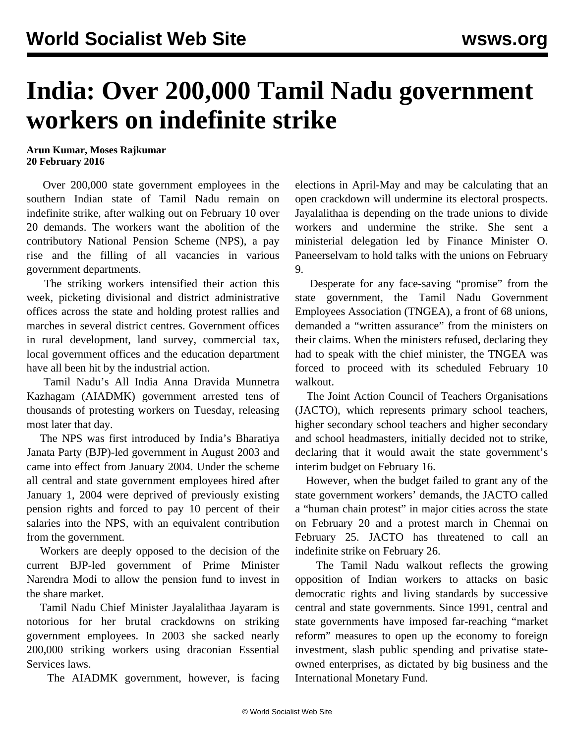# India: Over 200,000 Tamil Nadu government workers on indefinite strike

**Arun Kumar, Moses Rajkumar**
**20 February 2016**

Over 200,000 state government employees in the southern Indian state of Tamil Nadu remain on indefinite strike, after walking out on February 10 over 20 demands. The workers want the abolition of the contributory National Pension Scheme (NPS), a pay rise and the filling of all vacancies in various government departments.

The striking workers intensified their action this week, picketing divisional and district administrative offices across the state and holding protest rallies and marches in several district centres. Government offices in rural development, land survey, commercial tax, local government offices and the education department have all been hit by the industrial action.

Tamil Nadu's All India Anna Dravida Munnetra Kazhagam (AIADMK) government arrested tens of thousands of protesting workers on Tuesday, releasing most later that day.

The NPS was first introduced by India's Bharatiya Janata Party (BJP)-led government in August 2003 and came into effect from January 2004. Under the scheme all central and state government employees hired after January 1, 2004 were deprived of previously existing pension rights and forced to pay 10 percent of their salaries into the NPS, with an equivalent contribution from the government.

Workers are deeply opposed to the decision of the current BJP-led government of Prime Minister Narendra Modi to allow the pension fund to invest in the share market.

Tamil Nadu Chief Minister Jayalalithaa Jayaram is notorious for her brutal crackdowns on striking government employees. In 2003 she sacked nearly 200,000 striking workers using draconian Essential Services laws.

The AIADMK government, however, is facing elections in April-May and may be calculating that an open crackdown will undermine its electoral prospects. Jayalalithaa is depending on the trade unions to divide workers and undermine the strike. She sent a ministerial delegation led by Finance Minister O. Paneerselvam to hold talks with the unions on February 9.

Desperate for any face-saving "promise" from the state government, the Tamil Nadu Government Employees Association (TNGEA), a front of 68 unions, demanded a "written assurance" from the ministers on their claims. When the ministers refused, declaring they had to speak with the chief minister, the TNGEA was forced to proceed with its scheduled February 10 walkout.

The Joint Action Council of Teachers Organisations (JACTO), which represents primary school teachers, higher secondary school teachers and higher secondary and school headmasters, initially decided not to strike, declaring that it would await the state government's interim budget on February 16.

However, when the budget failed to grant any of the state government workers' demands, the JACTO called a "human chain protest" in major cities across the state on February 20 and a protest march in Chennai on February 25. JACTO has threatened to call an indefinite strike on February 26.

The Tamil Nadu walkout reflects the growing opposition of Indian workers to attacks on basic democratic rights and living standards by successive central and state governments. Since 1991, central and state governments have imposed far-reaching "market reform" measures to open up the economy to foreign investment, slash public spending and privatise state-owned enterprises, as dictated by big business and the International Monetary Fund.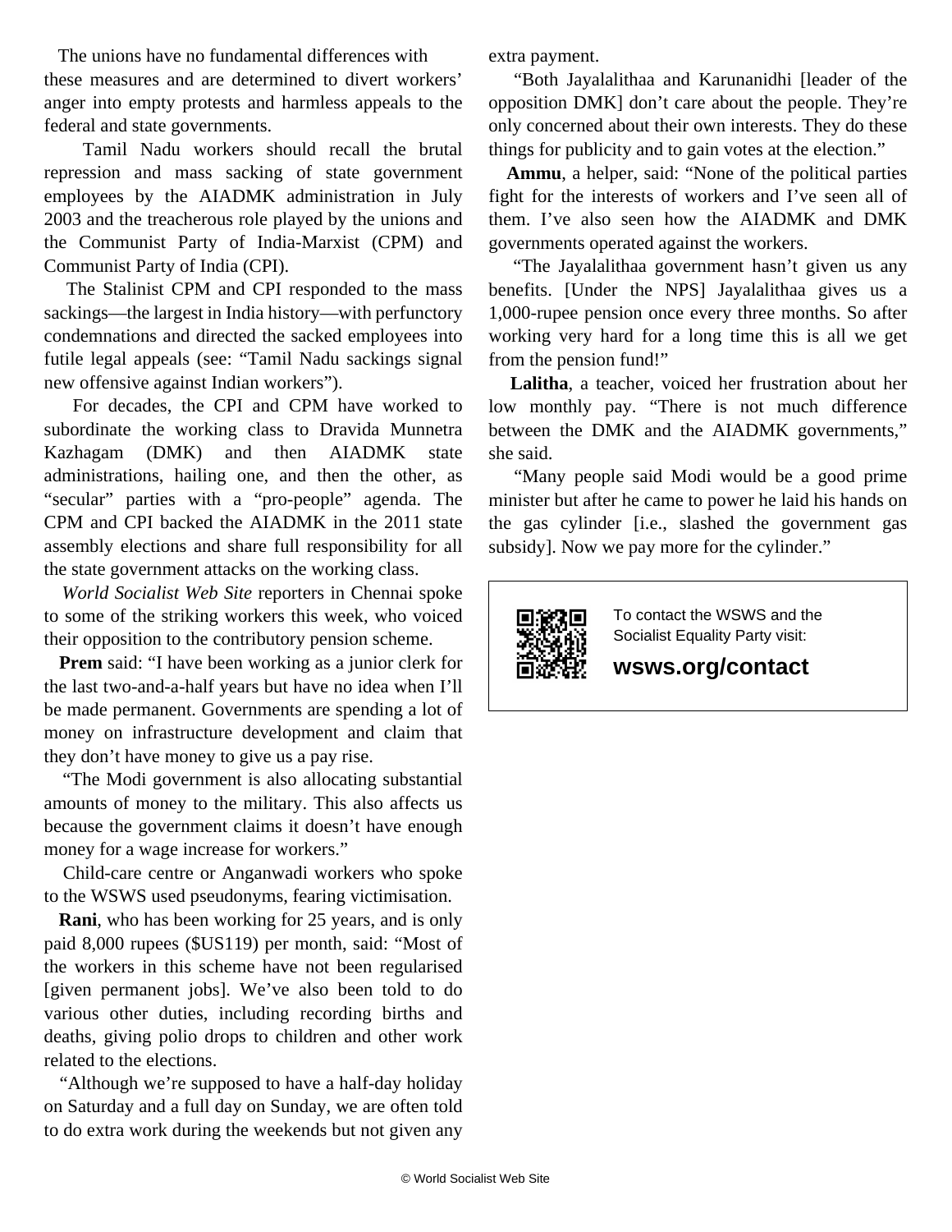The unions have no fundamental differences with these measures and are determined to divert workers' anger into empty protests and harmless appeals to the federal and state governments.

Tamil Nadu workers should recall the brutal repression and mass sacking of state government employees by the AIADMK administration in July 2003 and the treacherous role played by the unions and the Communist Party of India-Marxist (CPM) and Communist Party of India (CPI).

The Stalinist CPM and CPI responded to the mass sackings—the largest in India history—with perfunctory condemnations and directed the sacked employees into futile legal appeals (see: "Tamil Nadu sackings signal new offensive against Indian workers").

For decades, the CPI and CPM have worked to subordinate the working class to Dravida Munnetra Kazhagam (DMK) and then AIADMK state administrations, hailing one, and then the other, as "secular" parties with a "pro-people" agenda. The CPM and CPI backed the AIADMK in the 2011 state assembly elections and share full responsibility for all the state government attacks on the working class.

*World Socialist Web Site* reporters in Chennai spoke to some of the striking workers this week, who voiced their opposition to the contributory pension scheme.

**Prem** said: "I have been working as a junior clerk for the last two-and-a-half years but have no idea when I'll be made permanent. Governments are spending a lot of money on infrastructure development and claim that they don't have money to give us a pay rise.

"The Modi government is also allocating substantial amounts of money to the military. This also affects us because the government claims it doesn't have enough money for a wage increase for workers."

Child-care centre or Anganwadi workers who spoke to the WSWS used pseudonyms, fearing victimisation.

**Rani**, who has been working for 25 years, and is only paid 8,000 rupees ($US119) per month, said: "Most of the workers in this scheme have not been regularised [given permanent jobs]. We've also been told to do various other duties, including recording births and deaths, giving polio drops to children and other work related to the elections.

"Although we're supposed to have a half-day holiday on Saturday and a full day on Sunday, we are often told to do extra work during the weekends but not given any extra payment.

"Both Jayalalithaa and Karunanidhi [leader of the opposition DMK] don't care about the people. They're only concerned about their own interests. They do these things for publicity and to gain votes at the election."

**Ammu**, a helper, said: "None of the political parties fight for the interests of workers and I've seen all of them. I've also seen how the AIADMK and DMK governments operated against the workers.

"The Jayalalithaa government hasn't given us any benefits. [Under the NPS] Jayalalithaa gives us a 1,000-rupee pension once every three months. So after working very hard for a long time this is all we get from the pension fund!"

**Lalitha**, a teacher, voiced her frustration about her low monthly pay. "There is not much difference between the DMK and the AIADMK governments," she said.

"Many people said Modi would be a good prime minister but after he came to power he laid his hands on the gas cylinder [i.e., slashed the government gas subsidy]. Now we pay more for the cylinder."

To contact the WSWS and the Socialist Equality Party visit:

**wsws.org/contact**